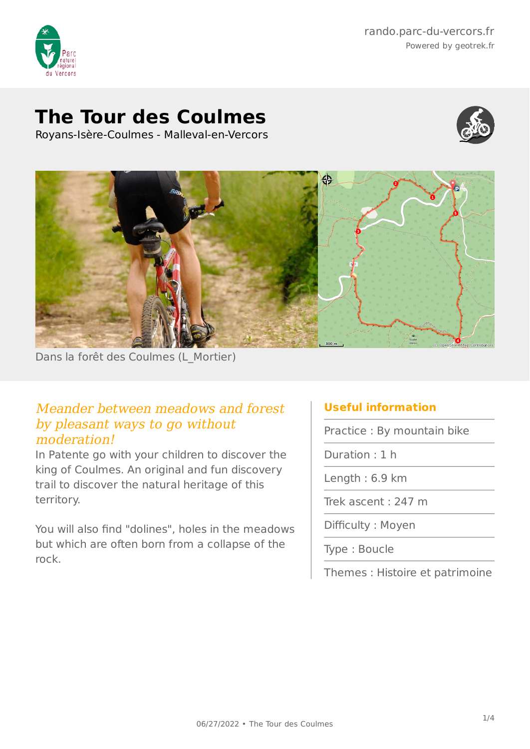rando.parc-du-vercors.fr

Powered by geotrek.fr

# The Tour des Coulmes

Royans-Isère-Coulmes - Malleval-en-Vercors

Dans la forêt des Coulmes (L_Mortier)

*Meander between meadows and forest by pleasant ways to go without moderation!*

In Patente go with your children to discover the king of Coulmes. An original and fun discovery trail to discover the natural heritage of this territory.

You will also find "dolines", holes in the meadows but which are often born from a collapse of the rock.

## Useful information

Practice : By mountain bike

Duration : 1 h

Length : 6.9 km

Trek ascent : 247 m

Difficulty : Moyen

Type : Boucle

Themes : Histoire et patrimoine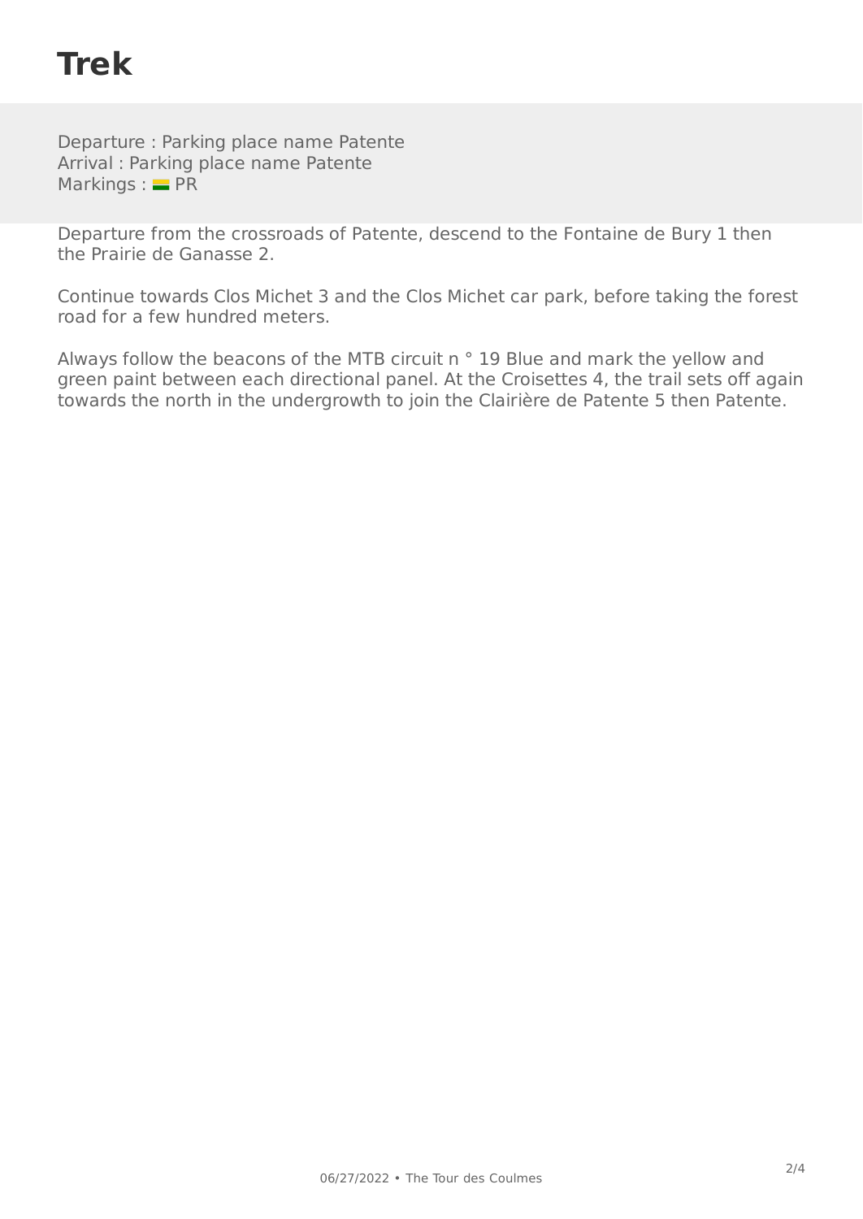# Trek

Departure : Parking place name Patente
Arrival : Parking place name Patente
Markings : PR

Departure from the crossroads of Patente, descend to the Fontaine de Bury 1 then the Prairie de Ganasse 2.

Continue towards Clos Michet 3 and the Clos Michet car park, before taking the forest road for a few hundred meters.

Always follow the beacons of the MTB circuit n ° 19 Blue and mark the yellow and green paint between each directional panel. At the Croisettes 4, the trail sets off again towards the north in the undergrowth to join the Clairière de Patente 5 then Patente.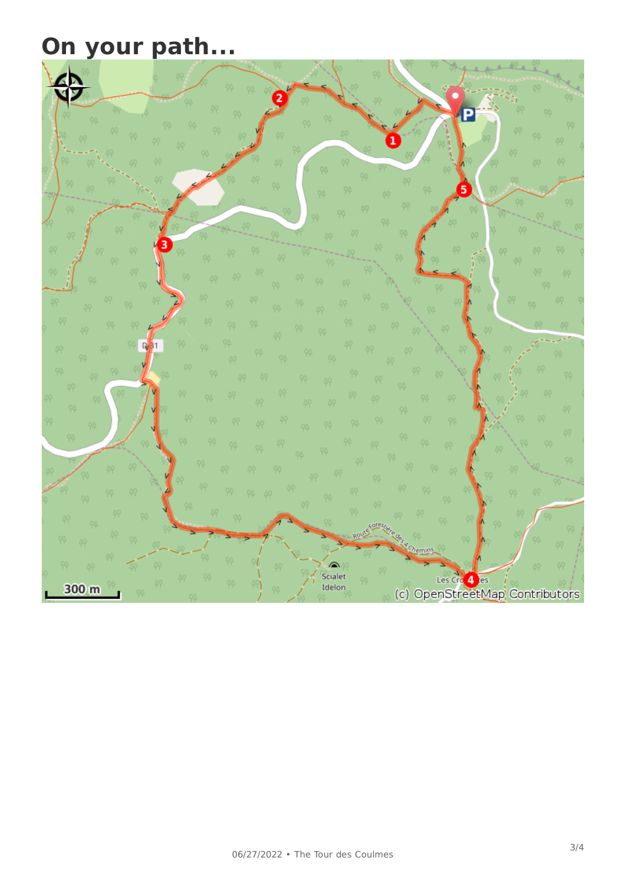# On your path...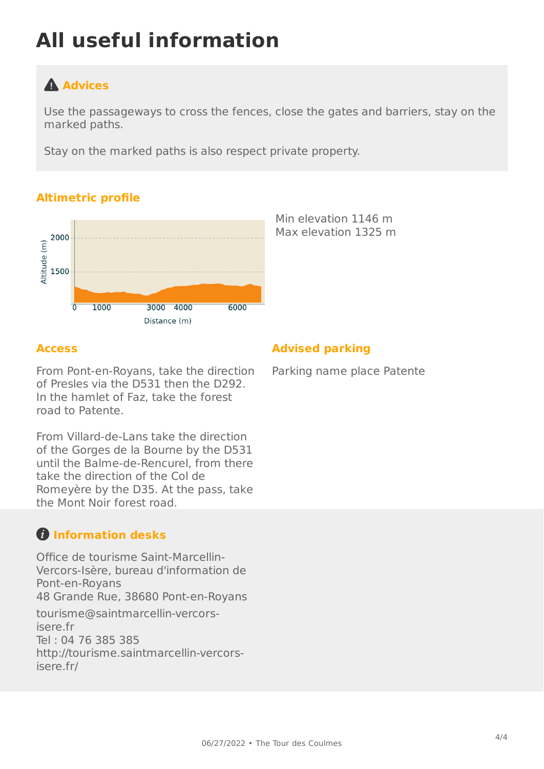# All useful information

## Advices

Use the passageways to cross the fences, close the gates and barriers, stay on the marked paths.

Stay on the marked paths is also respect private property.

## Altimetric profile

Altitude (m)
2000
1500
0
1000
3000
4000
6000
Distance (m)

Min elevation 1146 m
Max elevation 1325 m

## Access

From Pont-en-Royans, take the direction of Presles via the D531 then the D292. In the hamlet of Faz, take the forest road to Patente.

From Villard-de-Lans take the direction of the Gorges de la Bourne by the D531 until the Balme-de-Rencurel, from there take the direction of the Col de Romeyère by the D35. At the pass, take the Mont Noir forest road.

## Advised parking

Parking name place Patente

## Information desks

Office de tourisme Saint-Marcellin-Vercors-Isère, bureau d'information de Pont-en-Royans
48 Grande Rue, 38680 Pont-en-Royans

tourisme@saintmarcellin-vercors-isere.fr
Tel : 04 76 385 385
http://tourisme.saintmarcellin-vercors-isere.fr/